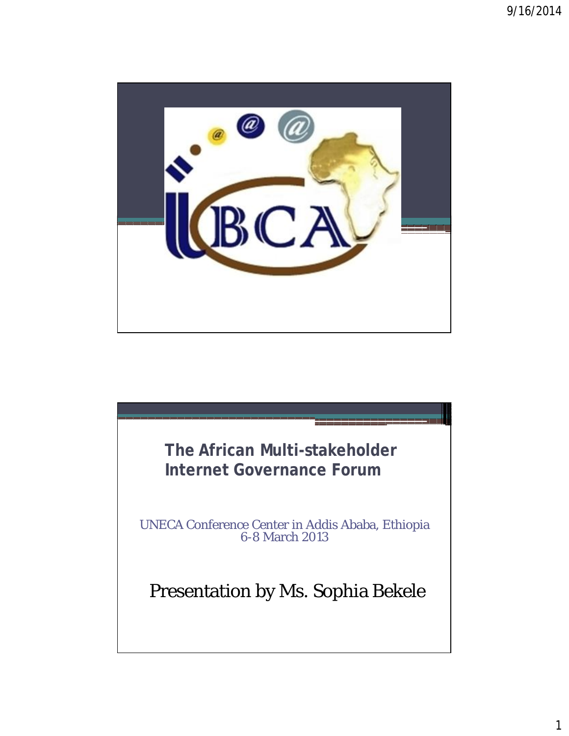IBCA

## The African Multi-stakeholder Internet Governance Forum

UNECA Conference Center in Addis Ababa, Ethiopia
6-8 March 2013

Presentation by Ms. Sophia Bekele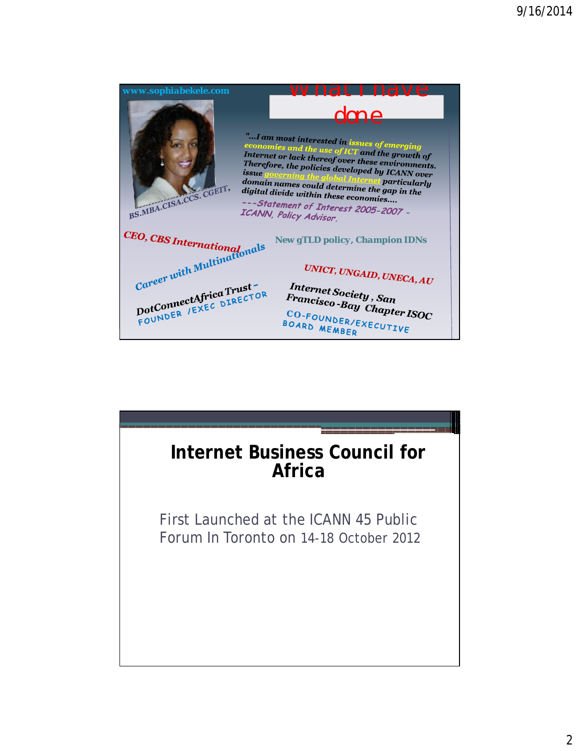www.sophiabekele.com

## What I have done

"...I am most interested in issues of emerging economies and the use of ICT and the growth of Internet or lack thereof over these environments. Therefore, the policies developed by ICANN over issue governing the global Internet particularly domain names could determine the gap in the digital divide within these economies....

---Statement of Interest 2005-2007 - ICANN, Policy Advisor.

BS.MBA.CISA.CCS. CGEIT,

CEO, CBS International

Career with Multinationals

DotConnectAfrica Trust - FOUNDER /EXEC DIRECTOR

New gTLD policy, Champion IDNs

UNICT, UNGAID, UNECA, AU

Internet Society, San Francisco-Bay Chapter ISOC

CO-FOUNDER/EXECUTIVE BOARD MEMBER

---

# Internet Business Council for Africa

First Launched at the ICANN 45 Public Forum In Toronto on 14-18 October 2012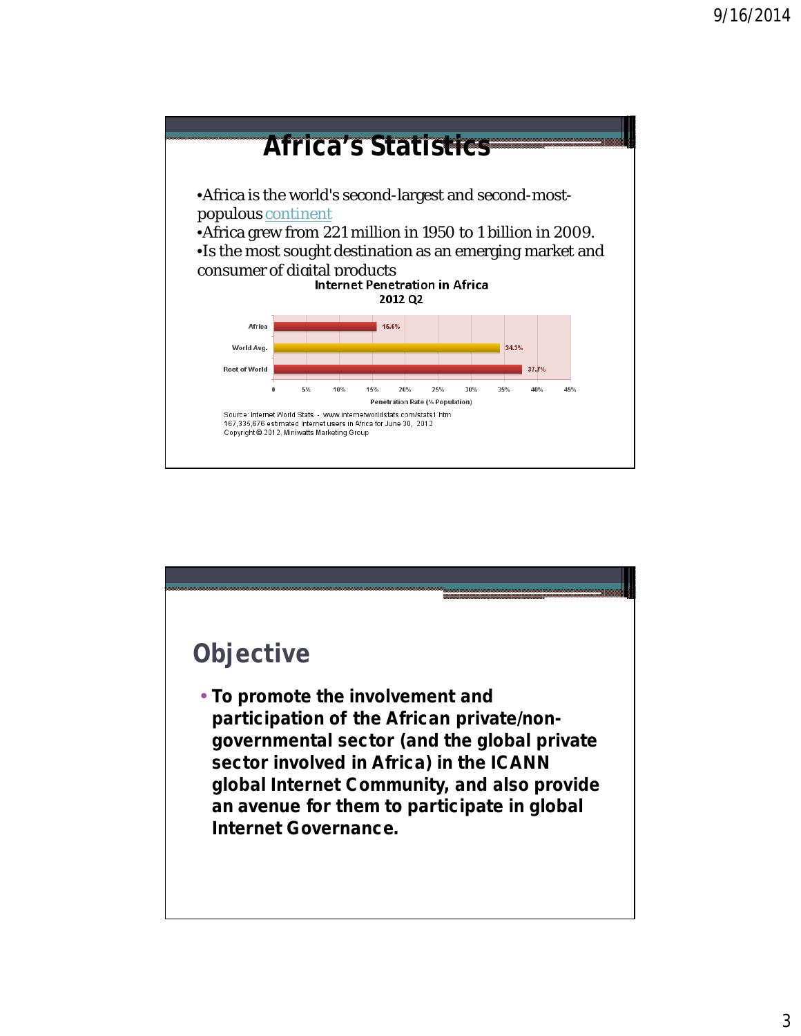# Africa's Statistics

- Africa is the world's second-largest and second-most-populous continent
- Africa grew from 221 million in 1950 to 1 billion in 2009.
- Is the most sought destination as an emerging market and consumer of digital products

**Internet Penetration in Africa 2012 Q2**

| Region | Penetration Rate (% Population) |
| --- | --- |
| Africa | 15.6% |
| World Avg. | 34.3% |
| Rest of World | 37.7% |

Source: Internet World Stats - www.internetworldstats.com/stats1.htm
167,335,676 estimated Internet users in Africa for June 30, 2012
Copyright © 2012, Miniwatts Marketing Group

## Objective

- **To promote the involvement and participation of the African private/non-governmental sector (and the global private sector involved in Africa) in the ICANN global Internet Community, and also provide an avenue for them to participate in global Internet Governance.**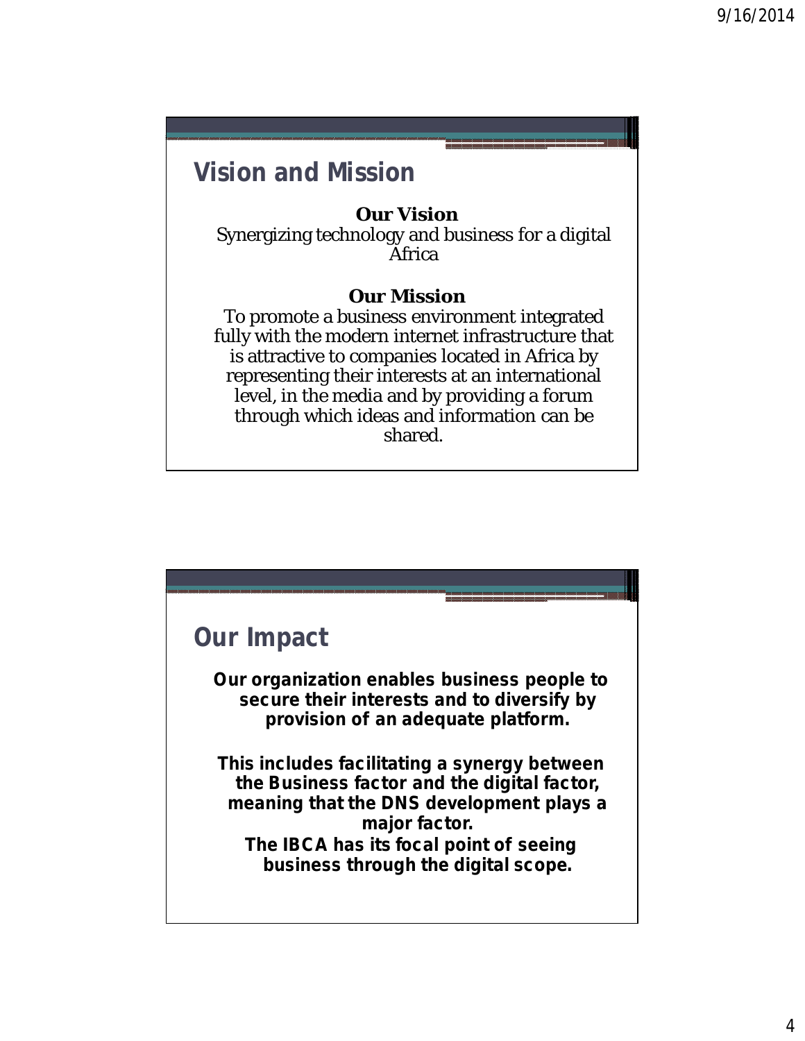## Vision and Mission

**Our Vision**

Synergizing technology and business for a digital Africa

**Our Mission**

To promote a business environment integrated fully with the modern internet infrastructure that is attractive to companies located in Africa by representing their interests at an international level, in the media and by providing a forum through which ideas and information can be shared.

## Our Impact

**Our organization enables business people to secure their interests and to diversify by provision of an adequate platform.**

**This includes facilitating a synergy between the Business factor and the digital factor, meaning that the DNS development plays a major factor.**

**The IBCA has its focal point of seeing business through the digital scope.**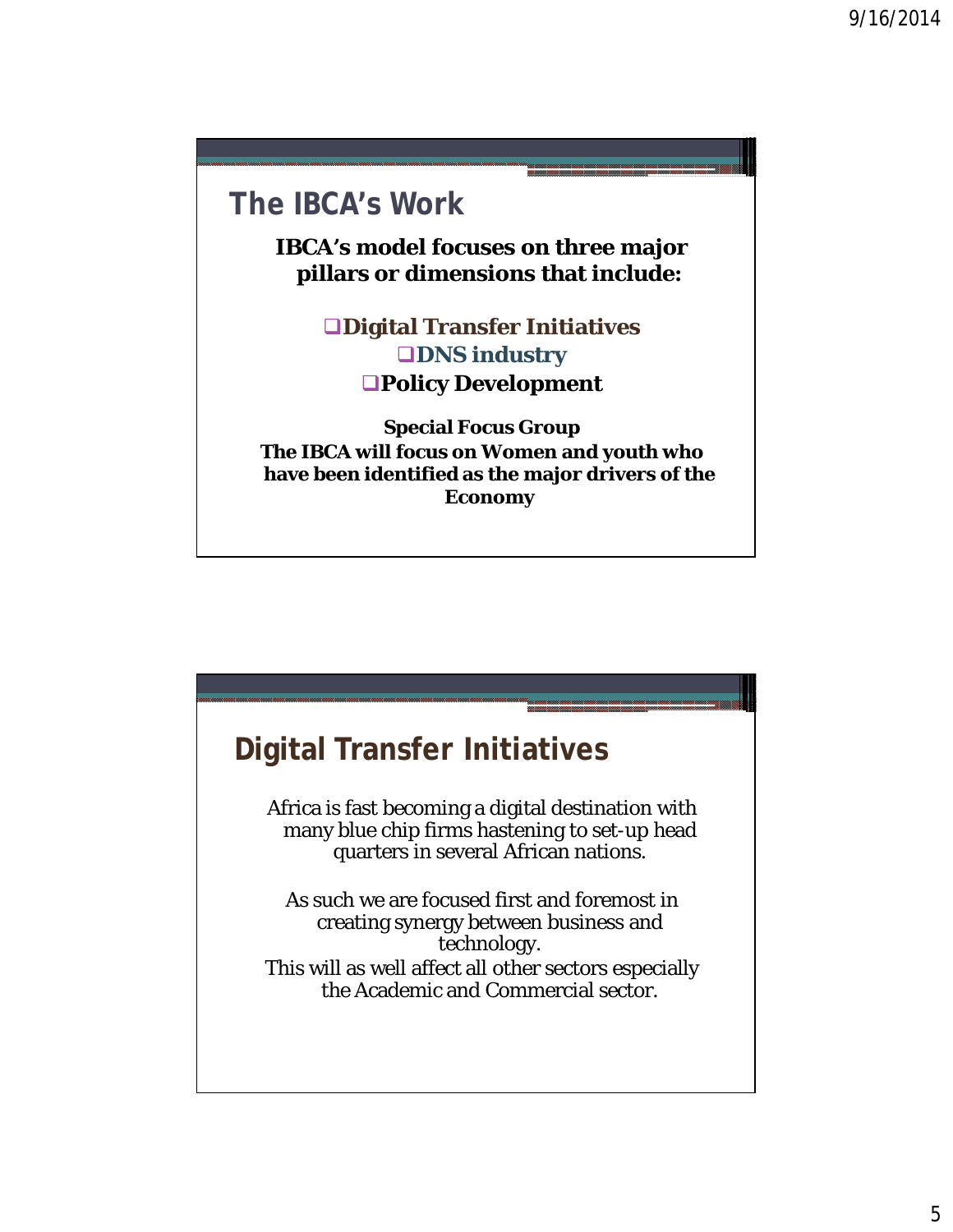## The IBCA's Work

**IBCA's model focuses on three major pillars or dimensions that include:**

- **Digital Transfer Initiatives**
- **DNS industry**
- **Policy Development**

**Special Focus Group**

**The IBCA will focus on Women and youth who have been identified as the major drivers of the Economy**

## Digital Transfer Initiatives

Africa is fast becoming a digital destination with many blue chip firms hastening to set-up head quarters in several African nations.

As such we are focused first and foremost in creating synergy between business and technology.

This will as well affect all other sectors especially the Academic and Commercial sector.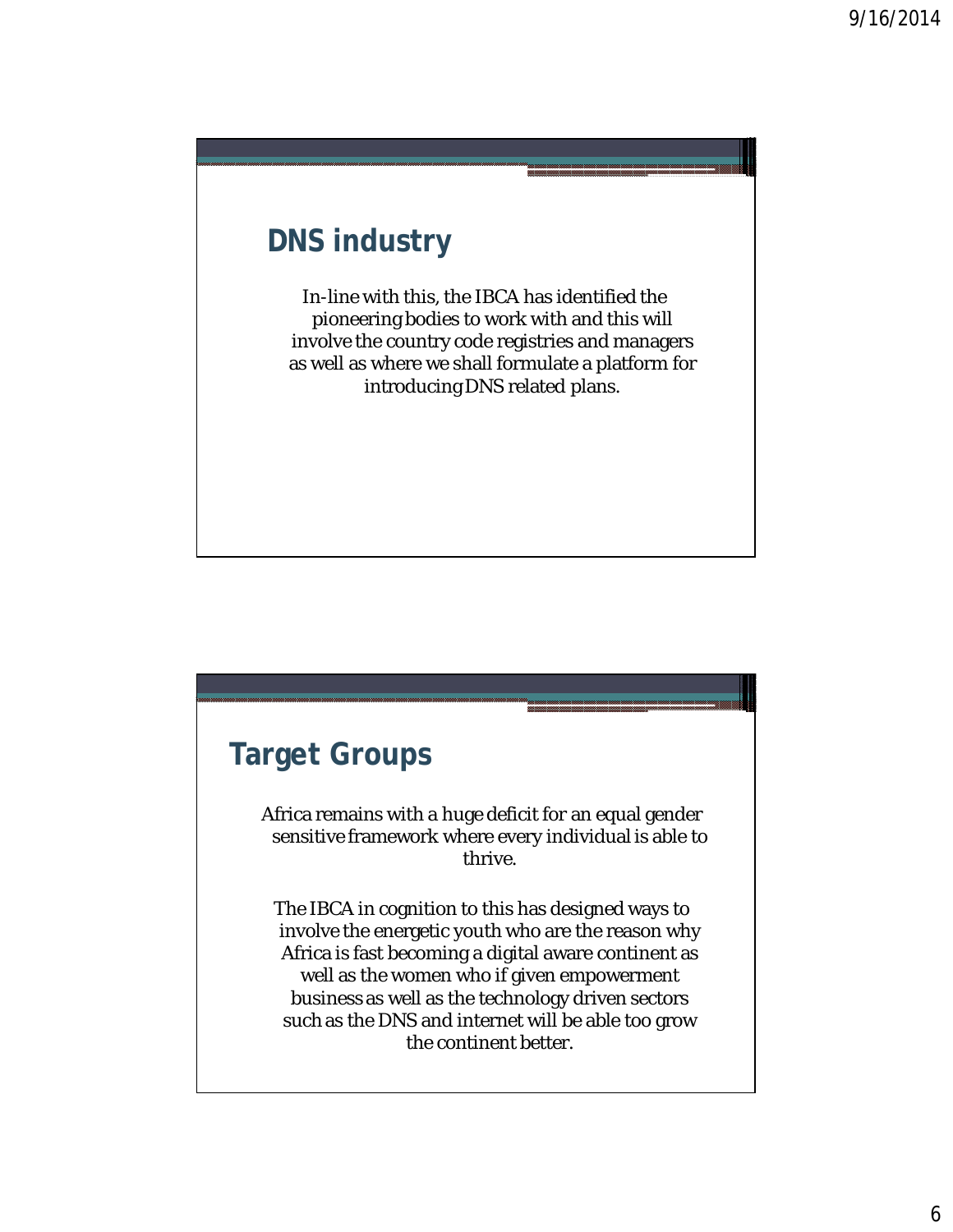## DNS industry

In-line with this, the IBCA has identified the pioneering bodies to work with and this will involve the country code registries and managers as well as where we shall formulate a platform for introducing DNS related plans.

## Target Groups

Africa remains with a huge deficit for an equal gender sensitive framework where every individual is able to thrive.

The IBCA in cognition to this has designed ways to involve the energetic youth who are the reason why Africa is fast becoming a digital aware continent as well as the women who if given empowerment business as well as the technology driven sectors such as the DNS and internet will be able too grow the continent better.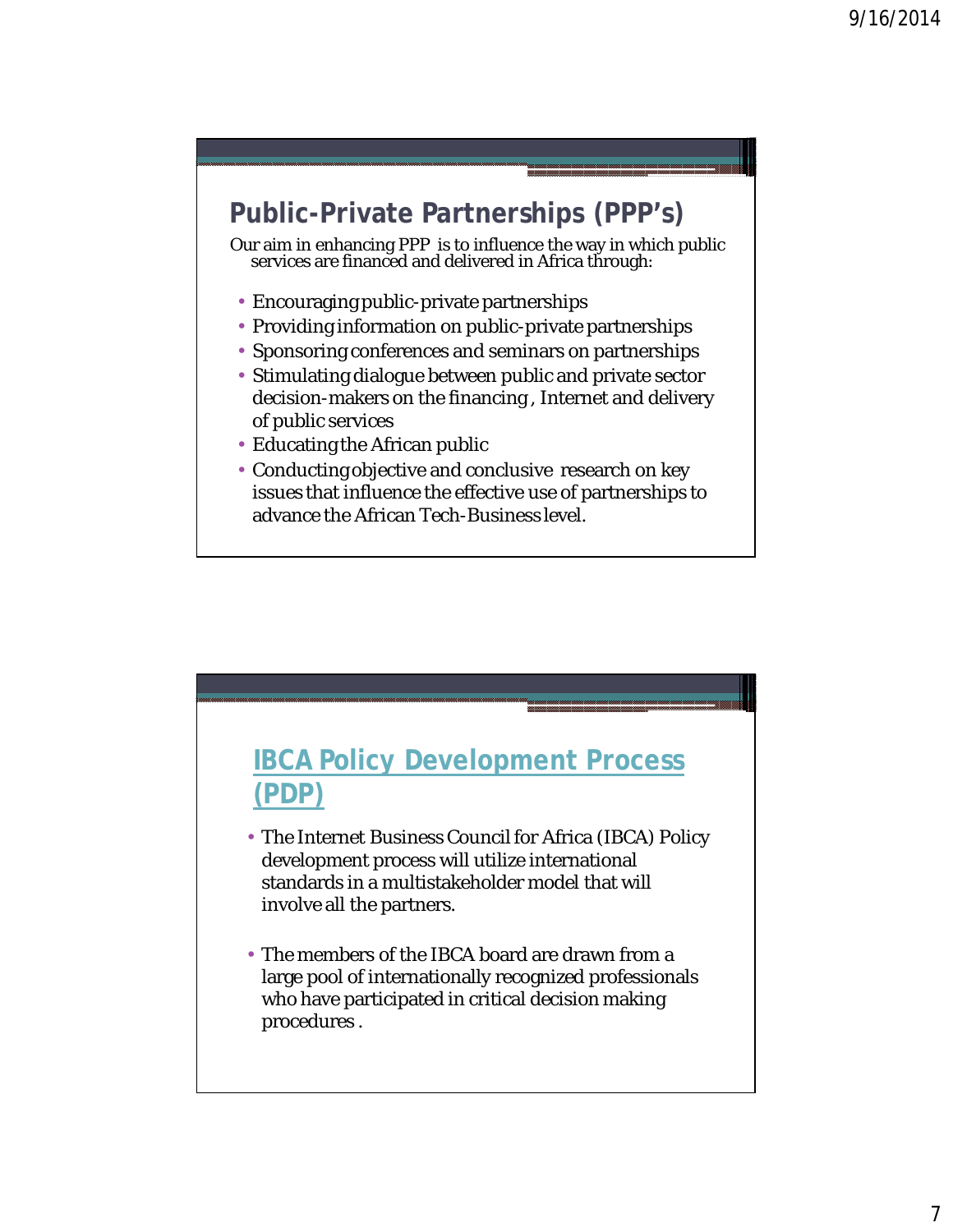## Public-Private Partnerships (PPP's)

Our aim in enhancing PPP is to influence the way in which public services are financed and delivered in Africa through:

- Encouraging public-private partnerships
- Providing information on public-private partnerships
- Sponsoring conferences and seminars on partnerships
- Stimulating dialogue between public and private sector decision-makers on the financing , Internet and delivery of public services
- Educating the African public
- Conducting objective and conclusive research on key issues that influence the effective use of partnerships to advance the African Tech-Business level.

## IBCA Policy Development Process (PDP)

- The Internet Business Council for Africa (IBCA) Policy development process will utilize international standards in a multistakeholder model that will involve all the partners.

- The members of the IBCA board are drawn from a large pool of internationally recognized professionals who have participated in critical decision making procedures .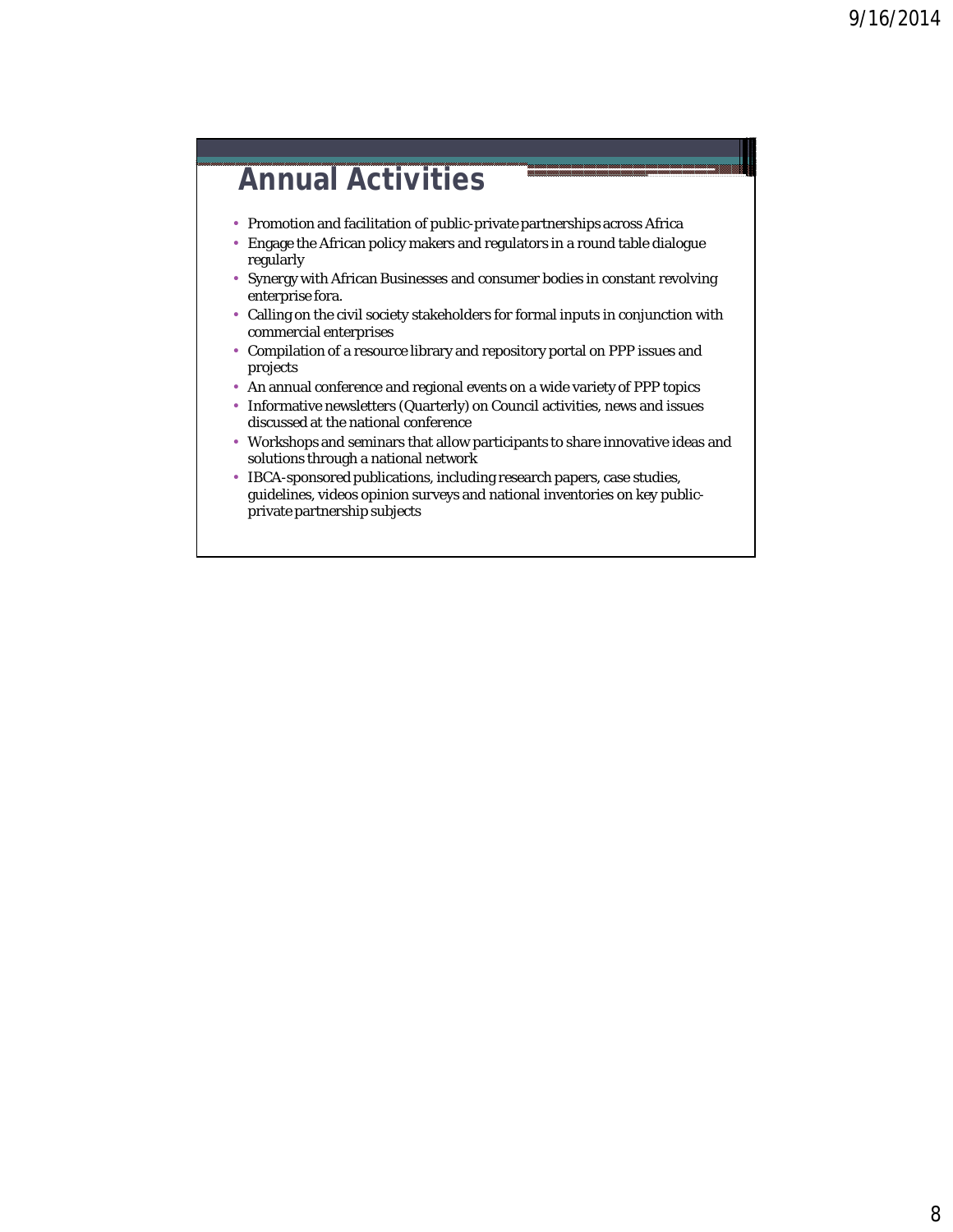# Annual Activities

- Promotion and facilitation of public-private partnerships across Africa
- Engage the African policy makers and regulators in a round table dialogue regularly
- Synergy with African Businesses and consumer bodies in constant revolving enterprise fora.
- Calling on the civil society stakeholders for formal inputs in conjunction with commercial enterprises
- Compilation of a resource library and repository portal on PPP issues and projects
- An annual conference and regional events on a wide variety of PPP topics
- Informative newsletters (Quarterly) on Council activities, news and issues discussed at the national conference
- Workshops and seminars that allow participants to share innovative ideas and solutions through a national network
- IBCA-sponsored publications, including research papers, case studies, guidelines, videos opinion surveys and national inventories on key public-private partnership subjects